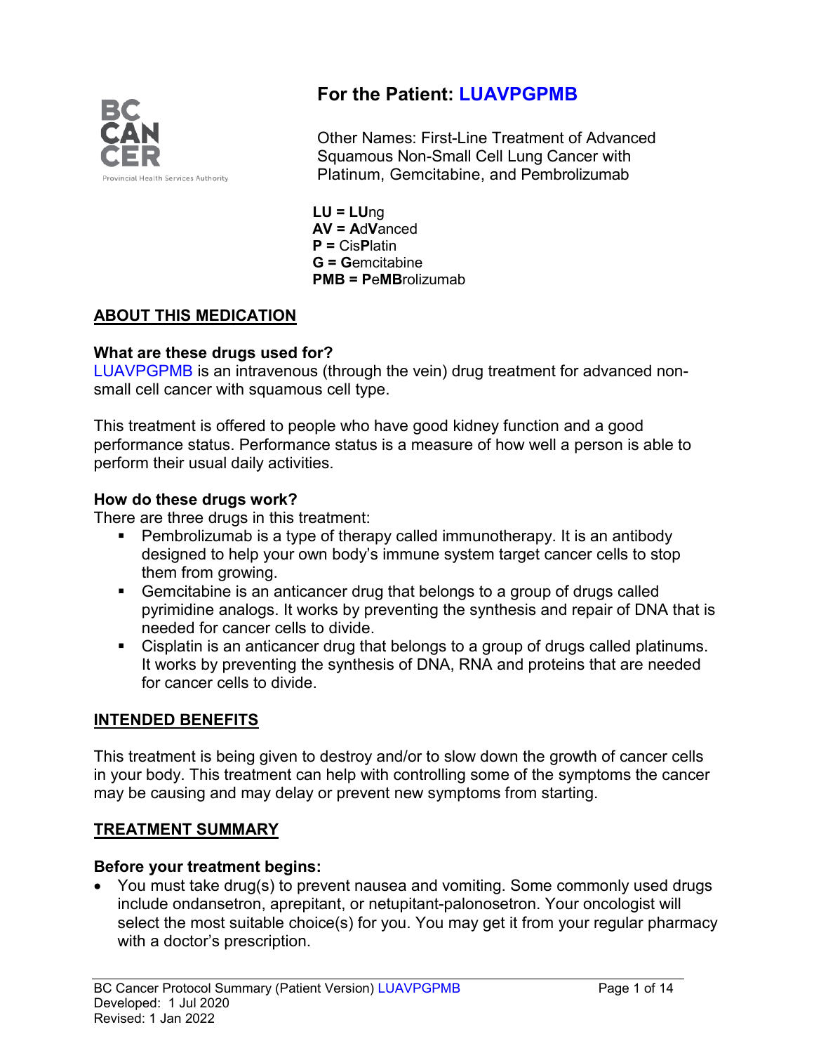# For the Patient: LUAVPGPMB

Other Names: First-Line Treatment of Advanced Squamous Non-Small Cell Lung Cancer with Platinum, Gemcitabine, and Pembrolizumab

**LU = LU**ng
**AV = A**d**V**anced
**P =** Cis**P**latin
**G = G**emcitabine
**PMB = P**e**MB**rolizumab

## ABOUT THIS MEDICATION

### What are these drugs used for?

LUAVPGPMB is an intravenous (through the vein) drug treatment for advanced non-small cell cancer with squamous cell type.

This treatment is offered to people who have good kidney function and a good performance status. Performance status is a measure of how well a person is able to perform their usual daily activities.

### How do these drugs work?

There are three drugs in this treatment:

- Pembrolizumab is a type of therapy called immunotherapy. It is an antibody designed to help your own body's immune system target cancer cells to stop them from growing.
- Gemcitabine is an anticancer drug that belongs to a group of drugs called pyrimidine analogs. It works by preventing the synthesis and repair of DNA that is needed for cancer cells to divide.
- Cisplatin is an anticancer drug that belongs to a group of drugs called platinums. It works by preventing the synthesis of DNA, RNA and proteins that are needed for cancer cells to divide.

## INTENDED BENEFITS

This treatment is being given to destroy and/or to slow down the growth of cancer cells in your body. This treatment can help with controlling some of the symptoms the cancer may be causing and may delay or prevent new symptoms from starting.

## TREATMENT SUMMARY

### Before your treatment begins:

- You must take drug(s) to prevent nausea and vomiting. Some commonly used drugs include ondansetron, aprepitant, or netupitant-palonosetron. Your oncologist will select the most suitable choice(s) for you. You may get it from your regular pharmacy with a doctor's prescription.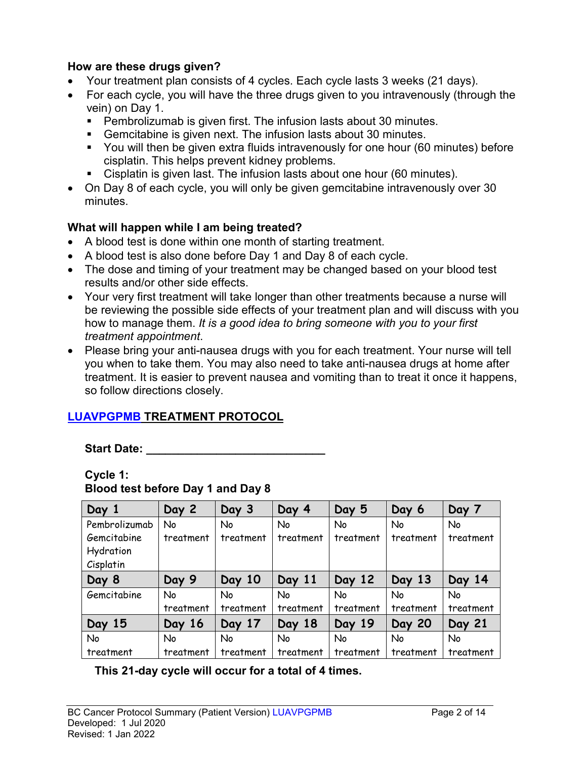**How are these drugs given?**

- Your treatment plan consists of 4 cycles. Each cycle lasts 3 weeks (21 days).
- For each cycle, you will have the three drugs given to you intravenously (through the vein) on Day 1.
  - Pembrolizumab is given first. The infusion lasts about 30 minutes.
  - Gemcitabine is given next. The infusion lasts about 30 minutes.
  - You will then be given extra fluids intravenously for one hour (60 minutes) before cisplatin. This helps prevent kidney problems.
  - Cisplatin is given last. The infusion lasts about one hour (60 minutes).
- On Day 8 of each cycle, you will only be given gemcitabine intravenously over 30 minutes.

**What will happen while I am being treated?**

- A blood test is done within one month of starting treatment.
- A blood test is also done before Day 1 and Day 8 of each cycle.
- The dose and timing of your treatment may be changed based on your blood test results and/or other side effects.
- Your very first treatment will take longer than other treatments because a nurse will be reviewing the possible side effects of your treatment plan and will discuss with you how to manage them. *It is a good idea to bring someone with you to your first treatment appointment*.
- Please bring your anti-nausea drugs with you for each treatment. Your nurse will tell you when to take them. You may also need to take anti-nausea drugs at home after treatment. It is easier to prevent nausea and vomiting than to treat it once it happens, so follow directions closely.

## LUAVPGPMB TREATMENT PROTOCOL

**Start Date: ____________________________**

**Cycle 1:**
**Blood test before Day 1 and Day 8**

| Day 1 | Day 2 | Day 3 | Day 4 | Day 5 | Day 6 | Day 7 |
|---|---|---|---|---|---|---|
| Pembrolizumab<br>Gemcitabine<br>Hydration<br>Cisplatin | No treatment | No treatment | No treatment | No treatment | No treatment | No treatment |
| **Day 8** | **Day 9** | **Day 10** | **Day 11** | **Day 12** | **Day 13** | **Day 14** |
| Gemcitabine | No treatment | No treatment | No treatment | No treatment | No treatment | No treatment |
| **Day 15** | **Day 16** | **Day 17** | **Day 18** | **Day 19** | **Day 20** | **Day 21** |
| No treatment | No treatment | No treatment | No treatment | No treatment | No treatment | No treatment |

**This 21-day cycle will occur for a total of 4 times.**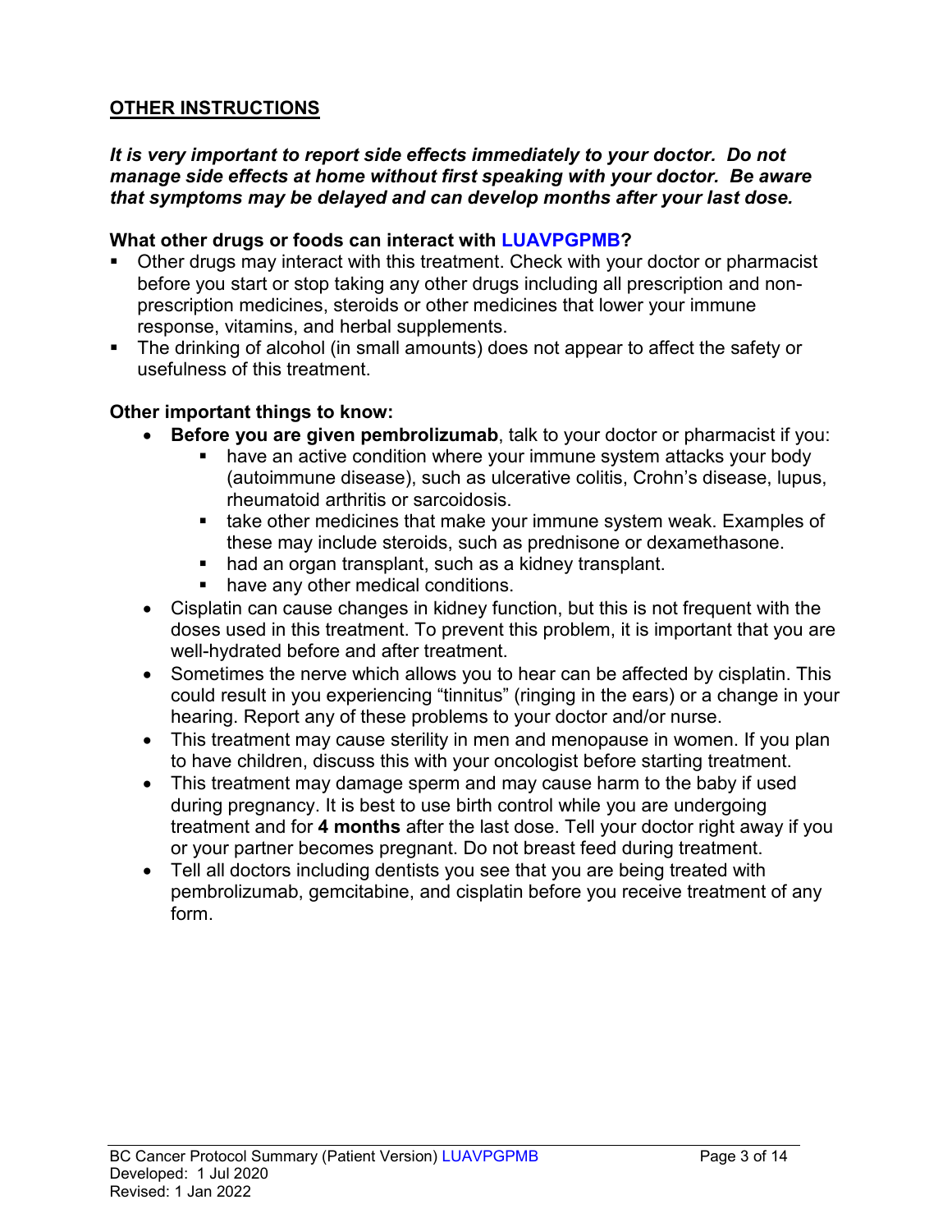## OTHER INSTRUCTIONS

***It is very important to report side effects immediately to your doctor. Do not manage side effects at home without first speaking with your doctor. Be aware that symptoms may be delayed and can develop months after your last dose.***

**What other drugs or foods can interact with LUAVPGPMB?**

- Other drugs may interact with this treatment. Check with your doctor or pharmacist before you start or stop taking any other drugs including all prescription and non-prescription medicines, steroids or other medicines that lower your immune response, vitamins, and herbal supplements.
- The drinking of alcohol (in small amounts) does not appear to affect the safety or usefulness of this treatment.

**Other important things to know:**

- **Before you are given pembrolizumab**, talk to your doctor or pharmacist if you:
  - have an active condition where your immune system attacks your body (autoimmune disease), such as ulcerative colitis, Crohn's disease, lupus, rheumatoid arthritis or sarcoidosis.
  - take other medicines that make your immune system weak. Examples of these may include steroids, such as prednisone or dexamethasone.
  - had an organ transplant, such as a kidney transplant.
  - have any other medical conditions.
- Cisplatin can cause changes in kidney function, but this is not frequent with the doses used in this treatment. To prevent this problem, it is important that you are well-hydrated before and after treatment.
- Sometimes the nerve which allows you to hear can be affected by cisplatin. This could result in you experiencing "tinnitus" (ringing in the ears) or a change in your hearing. Report any of these problems to your doctor and/or nurse.
- This treatment may cause sterility in men and menopause in women. If you plan to have children, discuss this with your oncologist before starting treatment.
- This treatment may damage sperm and may cause harm to the baby if used during pregnancy. It is best to use birth control while you are undergoing treatment and for **4 months** after the last dose. Tell your doctor right away if you or your partner becomes pregnant. Do not breast feed during treatment.
- Tell all doctors including dentists you see that you are being treated with pembrolizumab, gemcitabine, and cisplatin before you receive treatment of any form.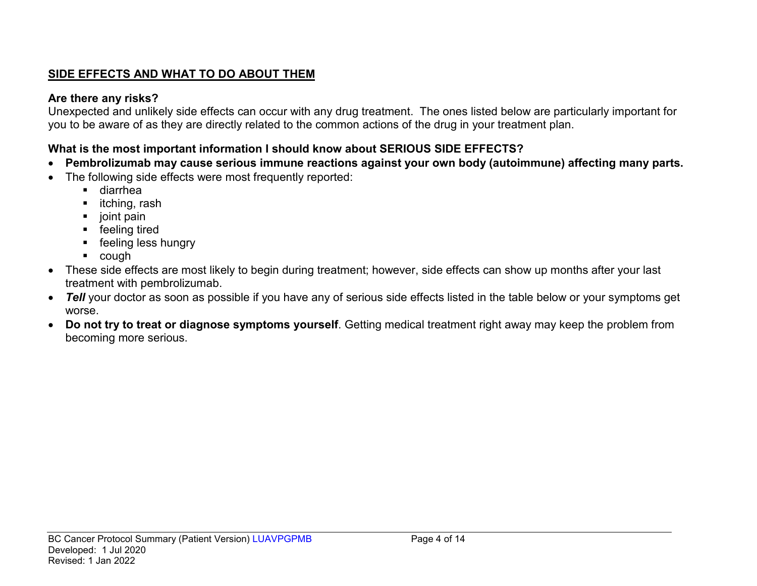## SIDE EFFECTS AND WHAT TO DO ABOUT THEM

**Are there any risks?**

Unexpected and unlikely side effects can occur with any drug treatment. The ones listed below are particularly important for you to be aware of as they are directly related to the common actions of the drug in your treatment plan.

**What is the most important information I should know about SERIOUS SIDE EFFECTS?**

- **Pembrolizumab may cause serious immune reactions against your own body (autoimmune) affecting many parts.**
- The following side effects were most frequently reported:
  - diarrhea
  - itching, rash
  - joint pain
  - feeling tired
  - feeling less hungry
  - cough
- These side effects are most likely to begin during treatment; however, side effects can show up months after your last treatment with pembrolizumab.
- ***Tell*** your doctor as soon as possible if you have any of serious side effects listed in the table below or your symptoms get worse.
- **Do not try to treat or diagnose symptoms yourself**. Getting medical treatment right away may keep the problem from becoming more serious.

BC Cancer Protocol Summary (Patient Version) LUAVPGPMB
Developed: 1 Jul 2020
Revised: 1 Jan 2022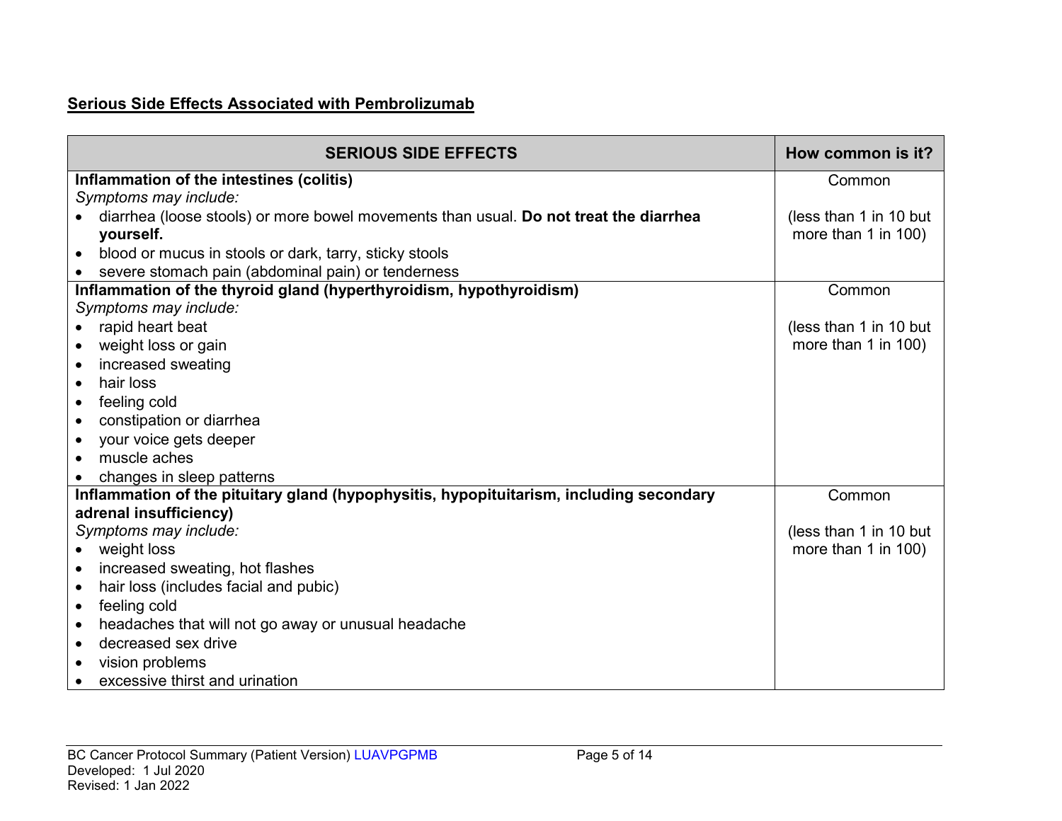## Serious Side Effects Associated with Pembrolizumab

| SERIOUS SIDE EFFECTS | How common is it? |
| --- | --- |
| **Inflammation of the intestines (colitis)**<br>*Symptoms may include:*<br>• diarrhea (loose stools) or more bowel movements than usual. **Do not treat the diarrhea yourself.**<br>• blood or mucus in stools or dark, tarry, sticky stools<br>• severe stomach pain (abdominal pain) or tenderness | Common<br><br>(less than 1 in 10 but more than 1 in 100) |
| **Inflammation of the thyroid gland (hyperthyroidism, hypothyroidism)**<br>*Symptoms may include:*<br>• rapid heart beat<br>• weight loss or gain<br>• increased sweating<br>• hair loss<br>• feeling cold<br>• constipation or diarrhea<br>• your voice gets deeper<br>• muscle aches<br>• changes in sleep patterns | Common<br><br>(less than 1 in 10 but more than 1 in 100) |
| **Inflammation of the pituitary gland (hypophysitis, hypopituitarism, including secondary adrenal insufficiency)**<br>*Symptoms may include:*<br>• weight loss<br>• increased sweating, hot flashes<br>• hair loss (includes facial and pubic)<br>• feeling cold<br>• headaches that will not go away or unusual headache<br>• decreased sex drive<br>• vision problems<br>• excessive thirst and urination | Common<br><br>(less than 1 in 10 but more than 1 in 100) |

BC Cancer Protocol Summary (Patient Version) LUAVPGPMB
Developed: 1 Jul 2020
Revised: 1 Jan 2022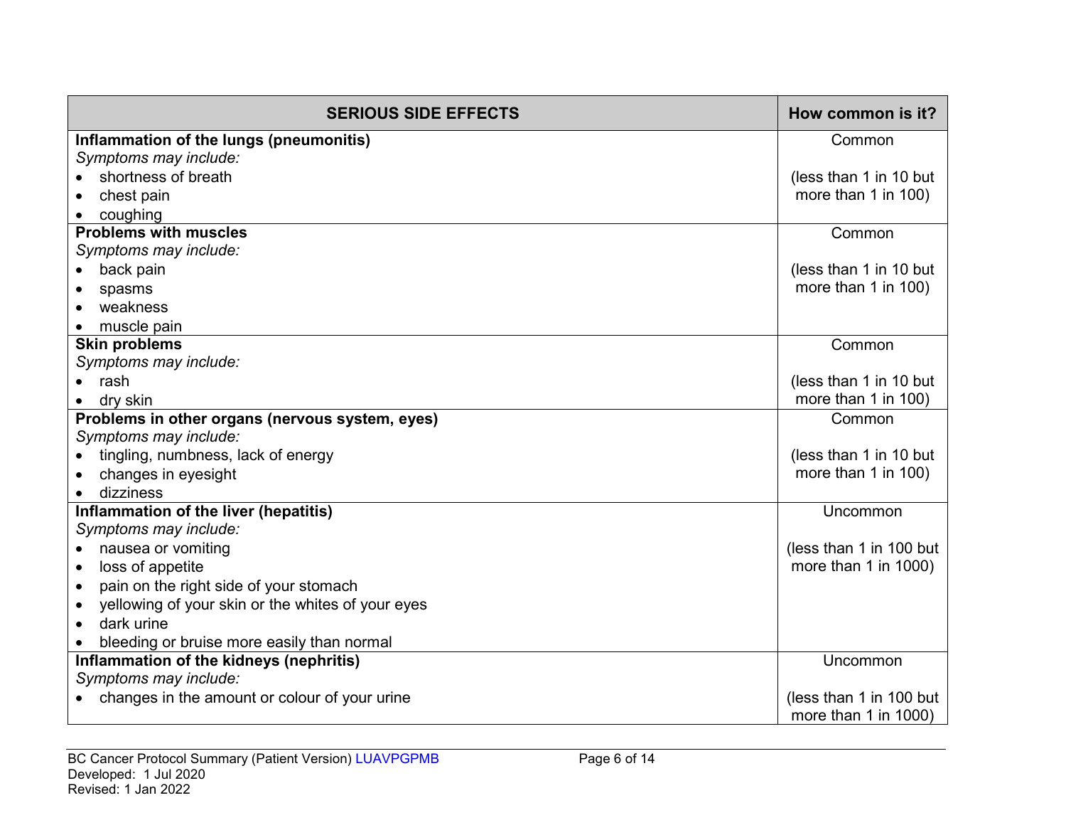| SERIOUS SIDE EFFECTS | How common is it? |
|---|---|
| **Inflammation of the lungs (pneumonitis)**<br>*Symptoms may include:*<br>• shortness of breath<br>• chest pain<br>• coughing | Common<br><br>(less than 1 in 10 but more than 1 in 100) |
| **Problems with muscles**<br>*Symptoms may include:*<br>• back pain<br>• spasms<br>• weakness<br>• muscle pain | Common<br><br>(less than 1 in 10 but more than 1 in 100) |
| **Skin problems**<br>*Symptoms may include:*<br>• rash<br>• dry skin | Common<br><br>(less than 1 in 10 but more than 1 in 100) |
| **Problems in other organs (nervous system, eyes)**<br>*Symptoms may include:*<br>• tingling, numbness, lack of energy<br>• changes in eyesight<br>• dizziness | Common<br><br>(less than 1 in 10 but more than 1 in 100) |
| **Inflammation of the liver (hepatitis)**<br>*Symptoms may include:*<br>• nausea or vomiting<br>• loss of appetite<br>• pain on the right side of your stomach<br>• yellowing of your skin or the whites of your eyes<br>• dark urine<br>• bleeding or bruise more easily than normal | Uncommon<br><br>(less than 1 in 100 but more than 1 in 1000) |
| **Inflammation of the kidneys (nephritis)**<br>*Symptoms may include:*<br>• changes in the amount or colour of your urine | Uncommon<br><br>(less than 1 in 100 but more than 1 in 1000) |

BC Cancer Protocol Summary (Patient Version) LUAVPGPMB
Developed: 1 Jul 2020
Revised: 1 Jan 2022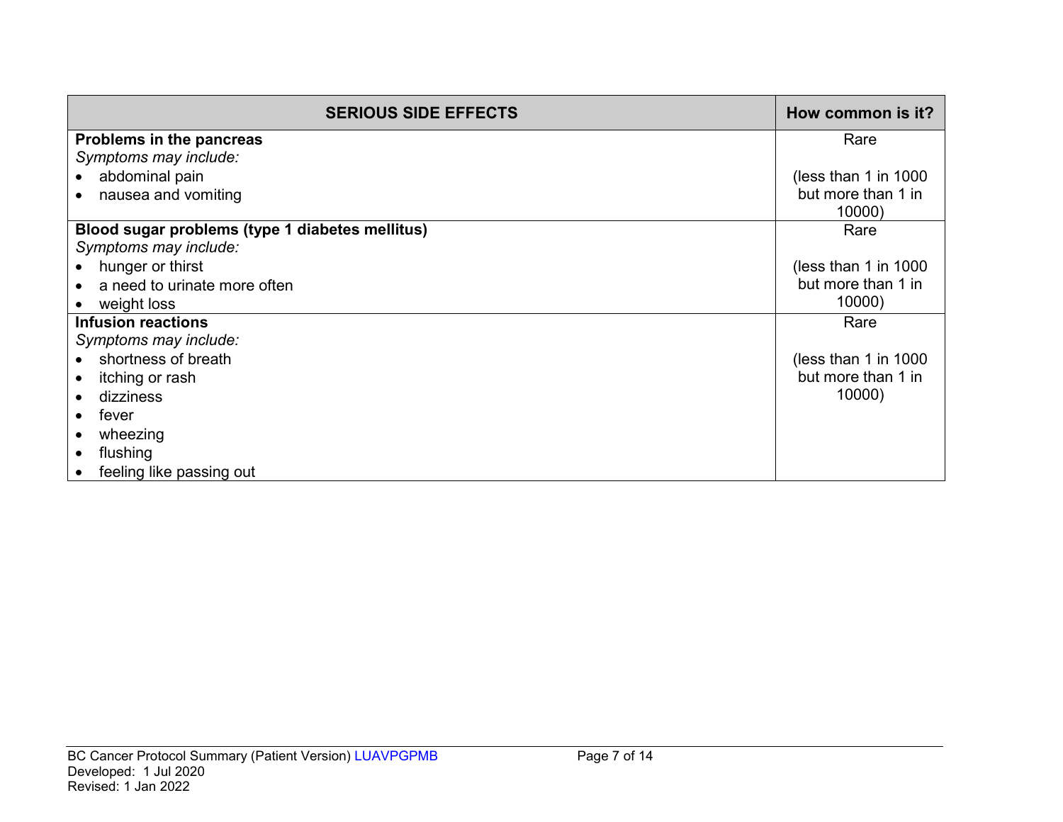| SERIOUS SIDE EFFECTS | How common is it? |
|---|---|
| **Problems in the pancreas**<br>*Symptoms may include:*<br>• abdominal pain<br>• nausea and vomiting | Rare<br><br>(less than 1 in 1000 but more than 1 in 10000) |
| **Blood sugar problems (type 1 diabetes mellitus)**<br>*Symptoms may include:*<br>• hunger or thirst<br>• a need to urinate more often<br>• weight loss | Rare<br><br>(less than 1 in 1000 but more than 1 in 10000) |
| **Infusion reactions**<br>*Symptoms may include:*<br>• shortness of breath<br>• itching or rash<br>• dizziness<br>• fever<br>• wheezing<br>• flushing<br>• feeling like passing out | Rare<br><br>(less than 1 in 1000 but more than 1 in 10000) |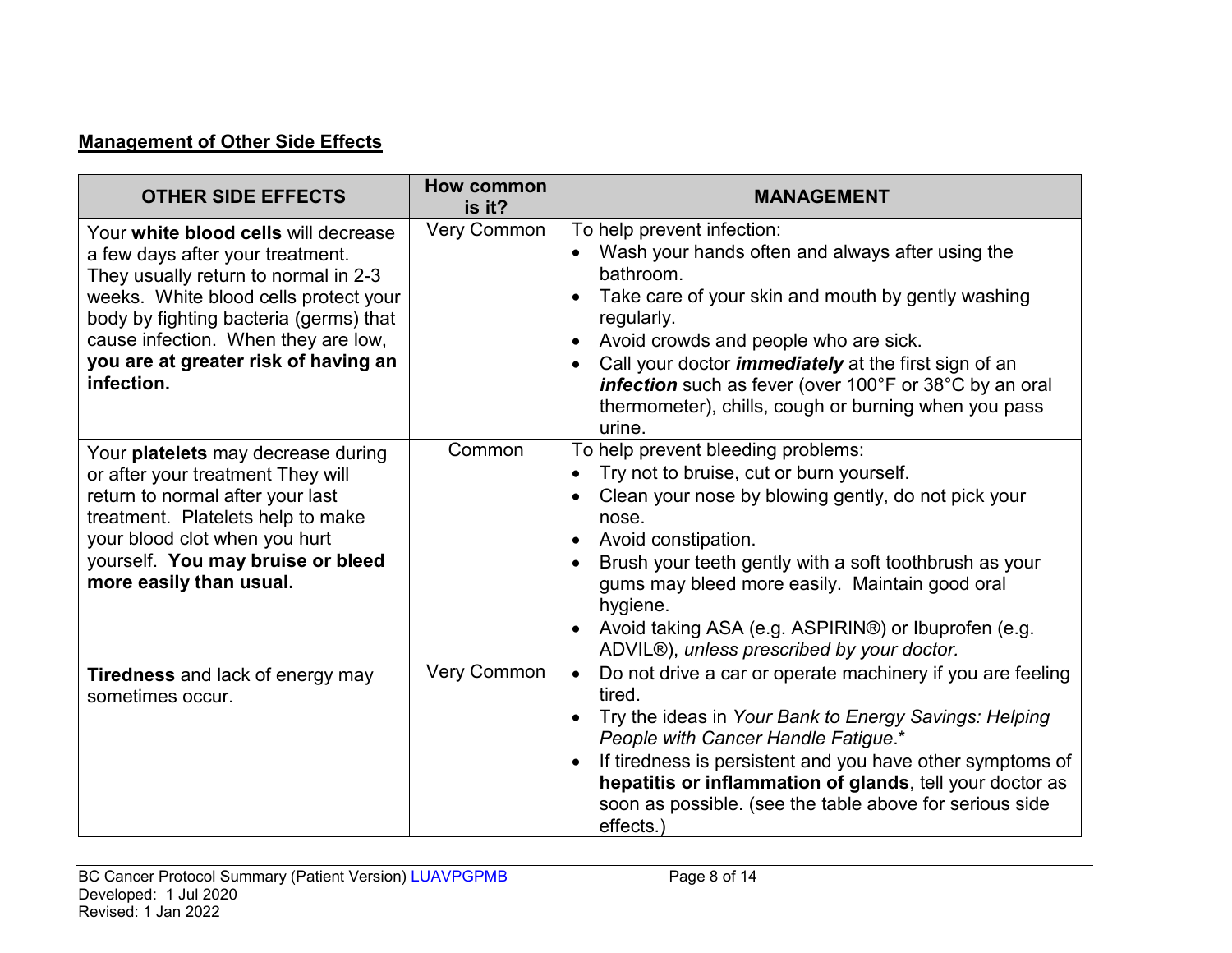**Management of Other Side Effects**

| OTHER SIDE EFFECTS | How common is it? | MANAGEMENT |
|---|---|---|
| Your **white blood cells** will decrease a few days after your treatment. They usually return to normal in 2-3 weeks. White blood cells protect your body by fighting bacteria (germs) that cause infection. When they are low, **you are at greater risk of having an infection.** | Very Common | To help prevent infection:<br>• Wash your hands often and always after using the bathroom.<br>• Take care of your skin and mouth by gently washing regularly.<br>• Avoid crowds and people who are sick.<br>• Call your doctor ***immediately*** at the first sign of an ***infection*** such as fever (over 100°F or 38°C by an oral thermometer), chills, cough or burning when you pass urine. |
| Your **platelets** may decrease during or after your treatment They will return to normal after your last treatment. Platelets help to make your blood clot when you hurt yourself. **You may bruise or bleed more easily than usual.** | Common | To help prevent bleeding problems:<br>• Try not to bruise, cut or burn yourself.<br>• Clean your nose by blowing gently, do not pick your nose.<br>• Avoid constipation.<br>• Brush your teeth gently with a soft toothbrush as your gums may bleed more easily. Maintain good oral hygiene.<br>• Avoid taking ASA (e.g. ASPIRIN®) or Ibuprofen (e.g. ADVIL®), *unless prescribed by your doctor.* |
| **Tiredness** and lack of energy may sometimes occur. | Very Common | • Do not drive a car or operate machinery if you are feeling tired.<br>• Try the ideas in *Your Bank to Energy Savings: Helping People with Cancer Handle Fatigue*.*<br>• If tiredness is persistent and you have other symptoms of **hepatitis or inflammation of glands**, tell your doctor as soon as possible. (see the table above for serious side effects.) |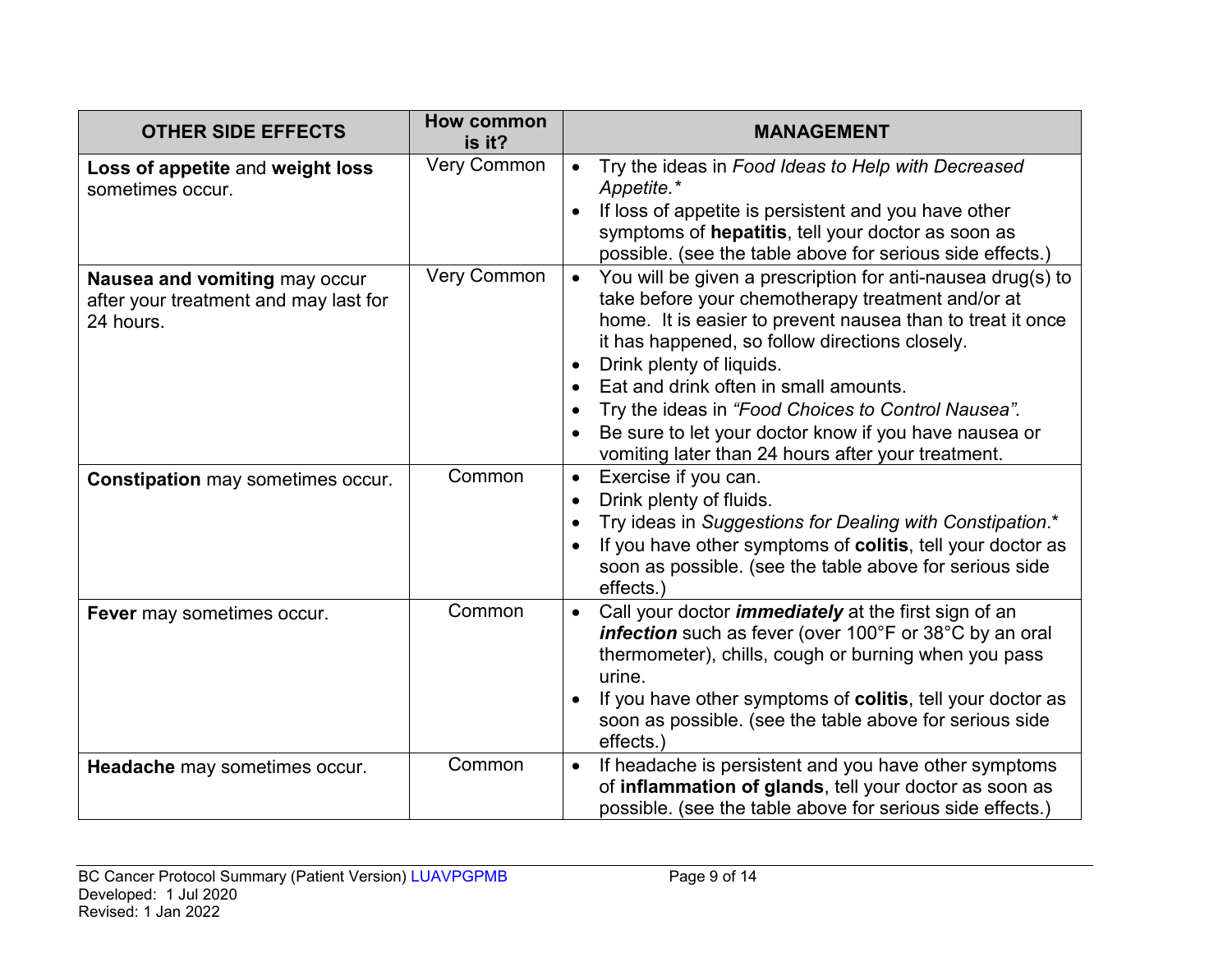| OTHER SIDE EFFECTS | How common is it? | MANAGEMENT |
|---|---|---|
| **Loss of appetite** and **weight loss** sometimes occur. | Very Common | • Try the ideas in *Food Ideas to Help with Decreased Appetite.\** <br>• If loss of appetite is persistent and you have other symptoms of **hepatitis**, tell your doctor as soon as possible. (see the table above for serious side effects.) |
| **Nausea and vomiting** may occur after your treatment and may last for 24 hours. | Very Common | • You will be given a prescription for anti-nausea drug(s) to take before your chemotherapy treatment and/or at home. It is easier to prevent nausea than to treat it once it has happened, so follow directions closely. <br>• Drink plenty of liquids. <br>• Eat and drink often in small amounts. <br>• Try the ideas in *"Food Choices to Control Nausea".* <br>• Be sure to let your doctor know if you have nausea or vomiting later than 24 hours after your treatment. |
| **Constipation** may sometimes occur. | Common | • Exercise if you can. <br>• Drink plenty of fluids. <br>• Try ideas in *Suggestions for Dealing with Constipation*.* <br>• If you have other symptoms of **colitis**, tell your doctor as soon as possible. (see the table above for serious side effects.) |
| **Fever** may sometimes occur. | Common | • Call your doctor ***immediately*** at the first sign of an ***infection*** such as fever (over 100°F or 38°C by an oral thermometer), chills, cough or burning when you pass urine. <br>• If you have other symptoms of **colitis**, tell your doctor as soon as possible. (see the table above for serious side effects.) |
| **Headache** may sometimes occur. | Common | • If headache is persistent and you have other symptoms of **inflammation of glands**, tell your doctor as soon as possible. (see the table above for serious side effects.) |

BC Cancer Protocol Summary (Patient Version) LUAVPGPMB
Developed: 1 Jul 2020
Revised: 1 Jan 2022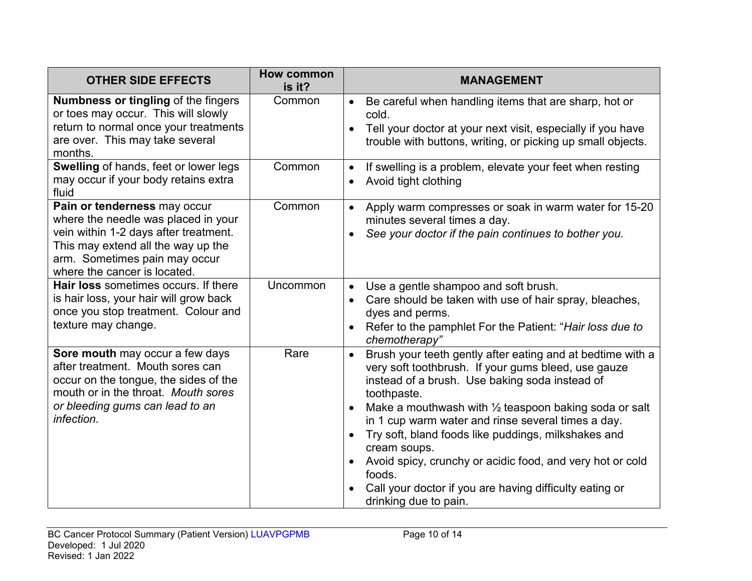| OTHER SIDE EFFECTS | How common is it? | MANAGEMENT |
|---|---|---|
| **Numbness or tingling** of the fingers or toes may occur. This will slowly return to normal once your treatments are over. This may take several months. | Common | • Be careful when handling items that are sharp, hot or cold.<br>• Tell your doctor at your next visit, especially if you have trouble with buttons, writing, or picking up small objects. |
| **Swelling** of hands, feet or lower legs may occur if your body retains extra fluid | Common | • If swelling is a problem, elevate your feet when resting<br>• Avoid tight clothing |
| **Pain or tenderness** may occur where the needle was placed in your vein within 1-2 days after treatment. This may extend all the way up the arm. Sometimes pain may occur where the cancer is located. | Common | • Apply warm compresses or soak in warm water for 15-20 minutes several times a day.<br>• *See your doctor if the pain continues to bother you.* |
| **Hair loss** sometimes occurs. If there is hair loss, your hair will grow back once you stop treatment. Colour and texture may change. | Uncommon | • Use a gentle shampoo and soft brush.<br>• Care should be taken with use of hair spray, bleaches, dyes and perms.<br>• Refer to the pamphlet For the Patient: "*Hair loss due to chemotherapy"* |
| **Sore mouth** may occur a few days after treatment. Mouth sores can occur on the tongue, the sides of the mouth or in the throat. *Mouth sores or bleeding gums can lead to an infection.* | Rare | • Brush your teeth gently after eating and at bedtime with a very soft toothbrush. If your gums bleed, use gauze instead of a brush. Use baking soda instead of toothpaste.<br>• Make a mouthwash with ½ teaspoon baking soda or salt in 1 cup warm water and rinse several times a day.<br>• Try soft, bland foods like puddings, milkshakes and cream soups.<br>• Avoid spicy, crunchy or acidic food, and very hot or cold foods.<br>• Call your doctor if you are having difficulty eating or drinking due to pain. |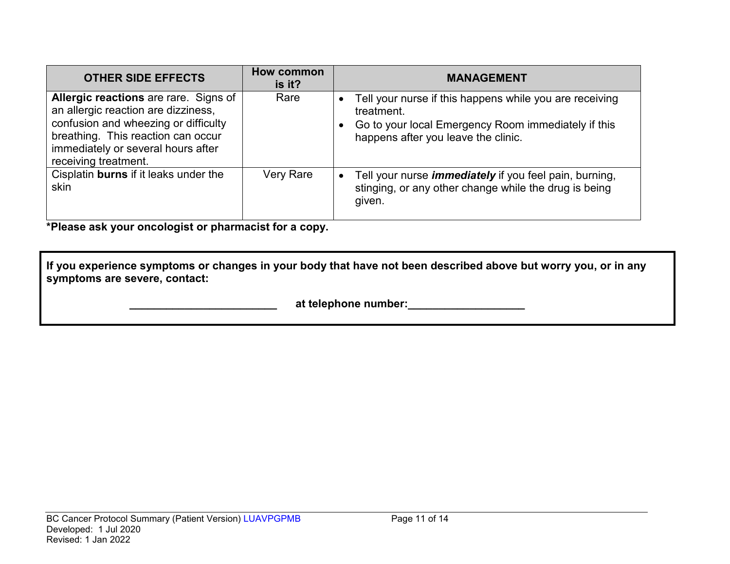| OTHER SIDE EFFECTS | How common is it? | MANAGEMENT |
|---|---|---|
| **Allergic reactions** are rare. Signs of an allergic reaction are dizziness, confusion and wheezing or difficulty breathing. This reaction can occur immediately or several hours after receiving treatment. | Rare | • Tell your nurse if this happens while you are receiving treatment.<br>• Go to your local Emergency Room immediately if this happens after you leave the clinic. |
| Cisplatin **burns** if it leaks under the skin | Very Rare | • Tell your nurse ***immediately*** if you feel pain, burning, stinging, or any other change while the drug is being given. |

**\*Please ask your oncologist or pharmacist for a copy.**

**If you experience symptoms or changes in your body that have not been described above but worry you, or in any symptoms are severe, contact:**

**________________________ at telephone number:___________________**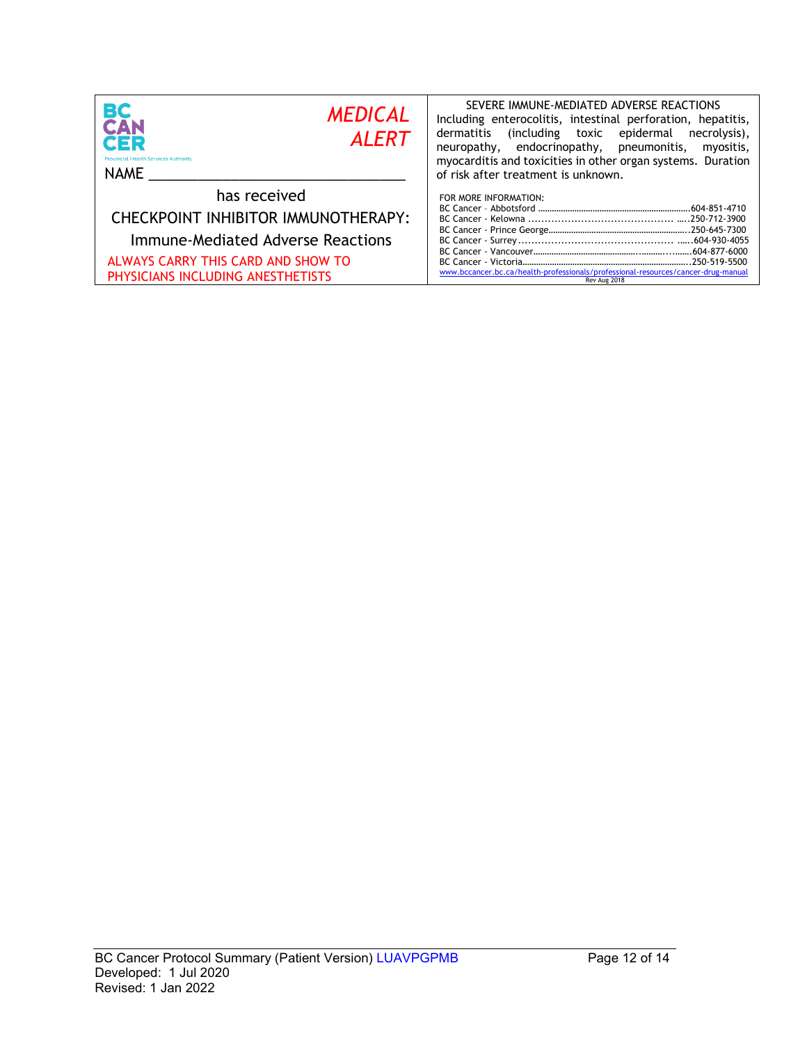BC CANCER
Provincial Health Services Authority

*MEDICAL ALERT*

NAME ______________________________

has received

CHECKPOINT INHIBITOR IMMUNOTHERAPY:

Immune-Mediated Adverse Reactions

ALWAYS CARRY THIS CARD AND SHOW TO PHYSICIANS INCLUDING ANESTHETISTS

SEVERE IMMUNE-MEDIATED ADVERSE REACTIONS

Including enterocolitis, intestinal perforation, hepatitis, dermatitis (including toxic epidermal necrolysis), neuropathy, endocrinopathy, pneumonitis, myositis, myocarditis and toxicities in other organ systems. Duration of risk after treatment is unknown.

FOR MORE INFORMATION:

BC Cancer – Abbotsford ............................................................604-851-4710
BC Cancer - Kelowna ............................................................250-712-3900
BC Cancer - Prince George ............................................................250-645-7300
BC Cancer - Surrey ............................................................604-930-4055
BC Cancer - Vancouver ............................................................604-877-6000
BC Cancer - Victoria ............................................................250-519-5500
www.bccancer.bc.ca/health-professionals/professional-resources/cancer-drug-manual

Rev Aug 2018

BC Cancer Protocol Summary (Patient Version) LUAVPGPMB
Developed: 1 Jul 2020
Revised: 1 Jan 2022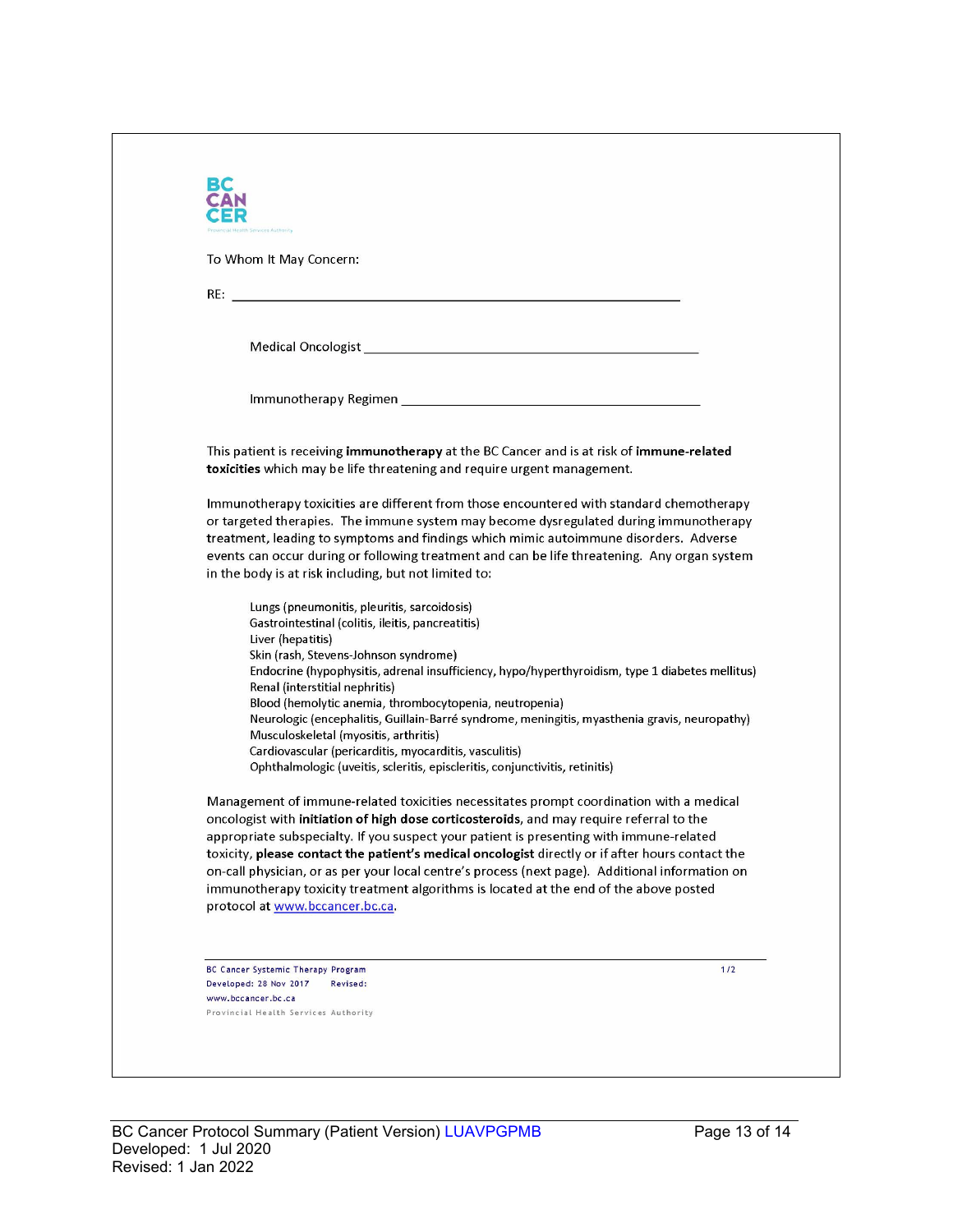BC CANCER

To Whom It May Concern:

RE: ______________________________________________

Medical Oncologist ______________________________________

Immunotherapy Regimen ___________________________________

This patient is receiving **immunotherapy** at the BC Cancer and is at risk of **immune-related toxicities** which may be life threatening and require urgent management.

Immunotherapy toxicities are different from those encountered with standard chemotherapy or targeted therapies. The immune system may become dysregulated during immunotherapy treatment, leading to symptoms and findings which mimic autoimmune disorders. Adverse events can occur during or following treatment and can be life threatening. Any organ system in the body is at risk including, but not limited to:

- Lungs (pneumonitis, pleuritis, sarcoidosis)
- Gastrointestinal (colitis, ileitis, pancreatitis)
- Liver (hepatitis)
- Skin (rash, Stevens-Johnson syndrome)
- Endocrine (hypophysitis, adrenal insufficiency, hypo/hyperthyroidism, type 1 diabetes mellitus)
- Renal (interstitial nephritis)
- Blood (hemolytic anemia, thrombocytopenia, neutropenia)
- Neurologic (encephalitis, Guillain-Barré syndrome, meningitis, myasthenia gravis, neuropathy)
- Musculoskeletal (myositis, arthritis)
- Cardiovascular (pericarditis, myocarditis, vasculitis)
- Ophthalmologic (uveitis, scleritis, episcleritis, conjunctivitis, retinitis)

Management of immune-related toxicities necessitates prompt coordination with a medical oncologist with **initiation of high dose corticosteroids**, and may require referral to the appropriate subspecialty. If you suspect your patient is presenting with immune-related toxicity, **please contact the patient's medical oncologist** directly or if after hours contact the on-call physician, or as per your local centre's process (next page). Additional information on immunotherapy toxicity treatment algorithms is located at the end of the above posted protocol at www.bccancer.bc.ca.

BC Cancer Systemic Therapy Program
Developed: 28 Nov 2017 Revised:
www.bccancer.bc.ca
Provincial Health Services Authority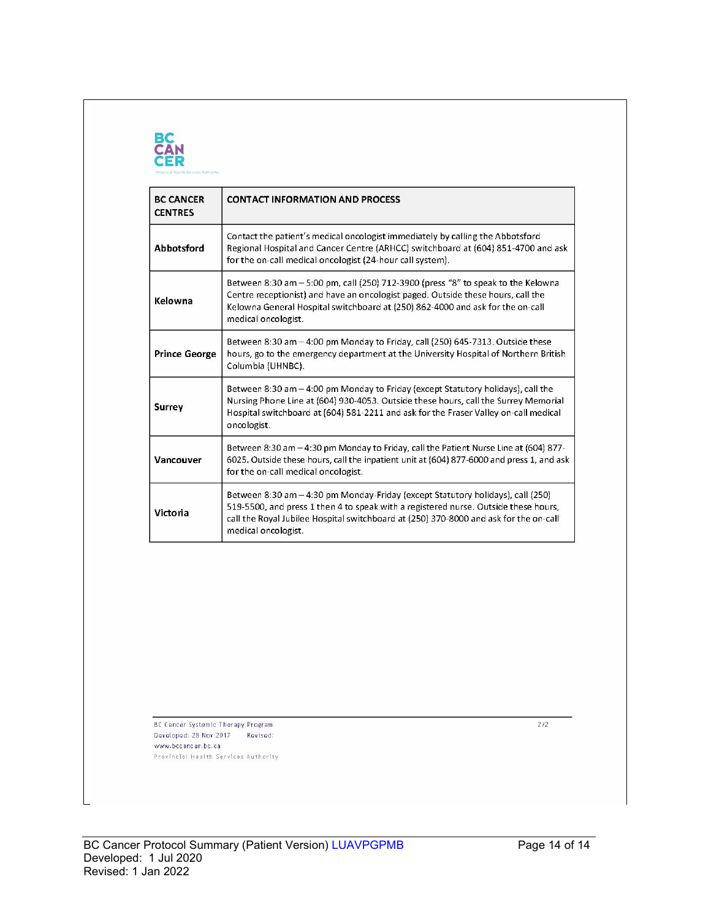| BC CANCER CENTRES | CONTACT INFORMATION AND PROCESS |
|---|---|
| **Abbotsford** | Contact the patient's medical oncologist immediately by calling the Abbotsford Regional Hospital and Cancer Centre (ARHCC) switchboard at (604) 851-4700 and ask for the on-call medical oncologist (24-hour call system). |
| **Kelowna** | Between 8:30 am – 5:00 pm, call (250) 712-3900 (press "8" to speak to the Kelowna Centre receptionist) and have an oncologist paged. Outside these hours, call the Kelowna General Hospital switchboard at (250) 862-4000 and ask for the on-call medical oncologist. |
| **Prince George** | Between 8:30 am – 4:00 pm Monday to Friday, call (250) 645-7313. Outside these hours, go to the emergency department at the University Hospital of Northern British Columbia (UHNBC). |
| **Surrey** | Between 8:30 am – 4:00 pm Monday to Friday (except Statutory holidays), call the Nursing Phone Line at (604) 930-4053. Outside these hours, call the Surrey Memorial Hospital switchboard at (604) 581-2211 and ask for the Fraser Valley on-call medical oncologist. |
| **Vancouver** | Between 8:30 am – 4:30 pm Monday to Friday, call the Patient Nurse Line at (604) 877-6025. Outside these hours, call the inpatient unit at (604) 877-6000 and press 1, and ask for the on-call medical oncologist. |
| **Victoria** | Between 8:30 am – 4:30 pm Monday-Friday (except Statutory holidays), call (250) 519-5500, and press 1 then 4 to speak with a registered nurse. Outside these hours, call the Royal Jubilee Hospital switchboard at (250) 370-8000 and ask for the on-call medical oncologist. |

BC Cancer Systemic Therapy Program
Developed: 28 Nov 2017 Revised:
www.bccancer.bc.ca
Provincial Health Services Authority